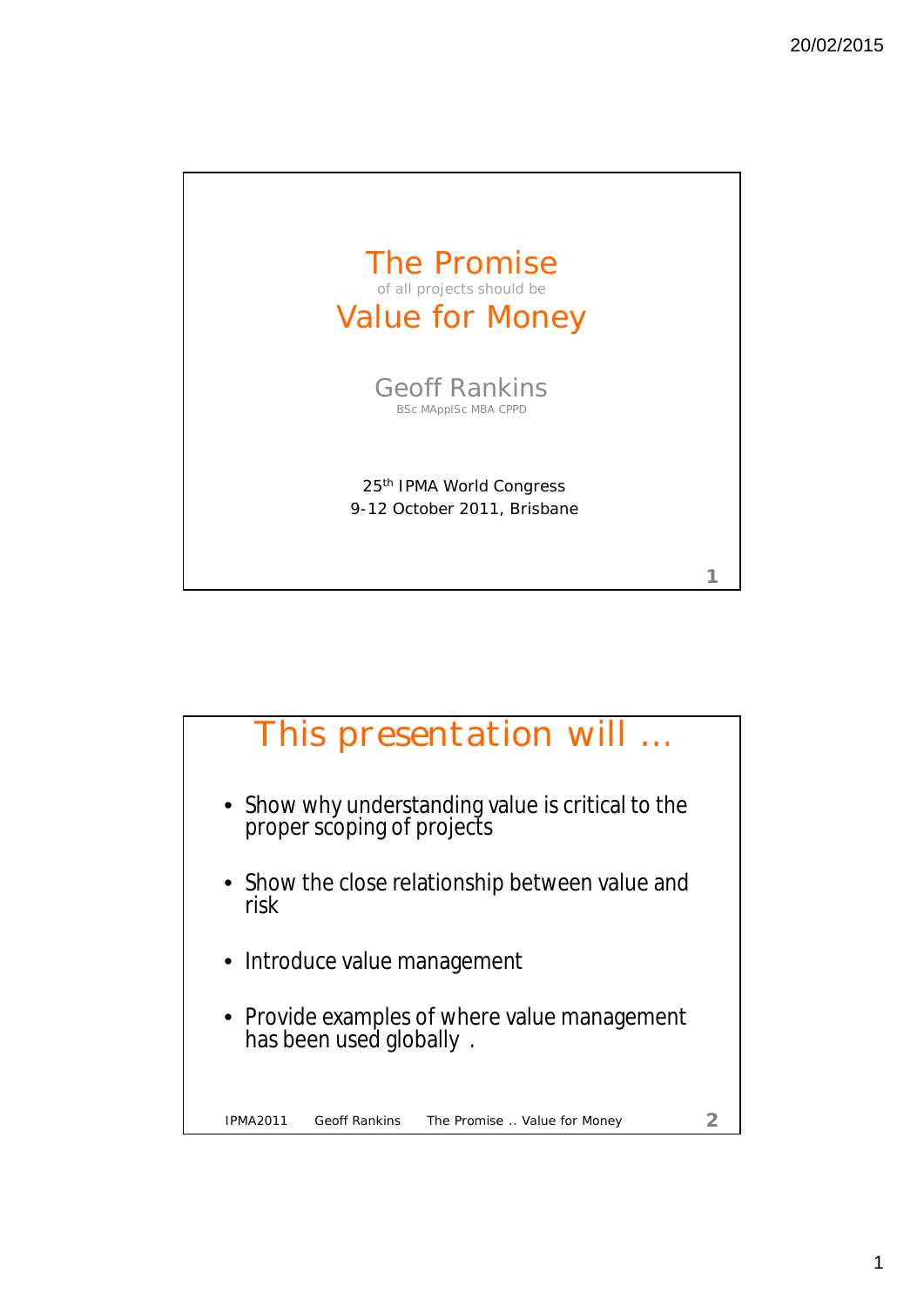# The Promise

of all projects should be

# Value for Money

Geoff Rankins

BSc MApplSc MBA CPPD

25th IPMA World Congress
9-12 October 2011, Brisbane

## This presentation will …

- Show why understanding value is critical to the proper scoping of projects
- Show the close relationship between value and risk
- Introduce value management
- Provide examples of where value management has been used globally .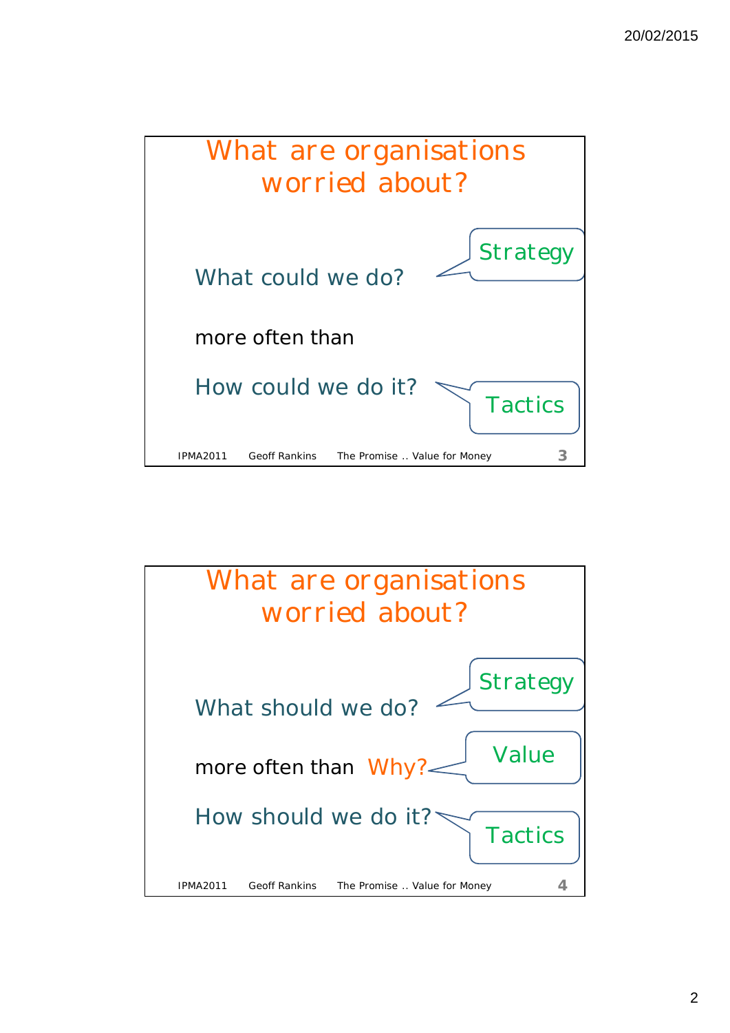## What are organisations worried about?

What could we do? — Strategy

more often than

How could we do it? — Tactics

IPMA2011 Geoff Rankins The Promise .. Value for Money 3

## What are organisations worried about?

What should we do? — Strategy

more often than Why? — Value

How should we do it? — Tactics

IPMA2011 Geoff Rankins The Promise .. Value for Money 4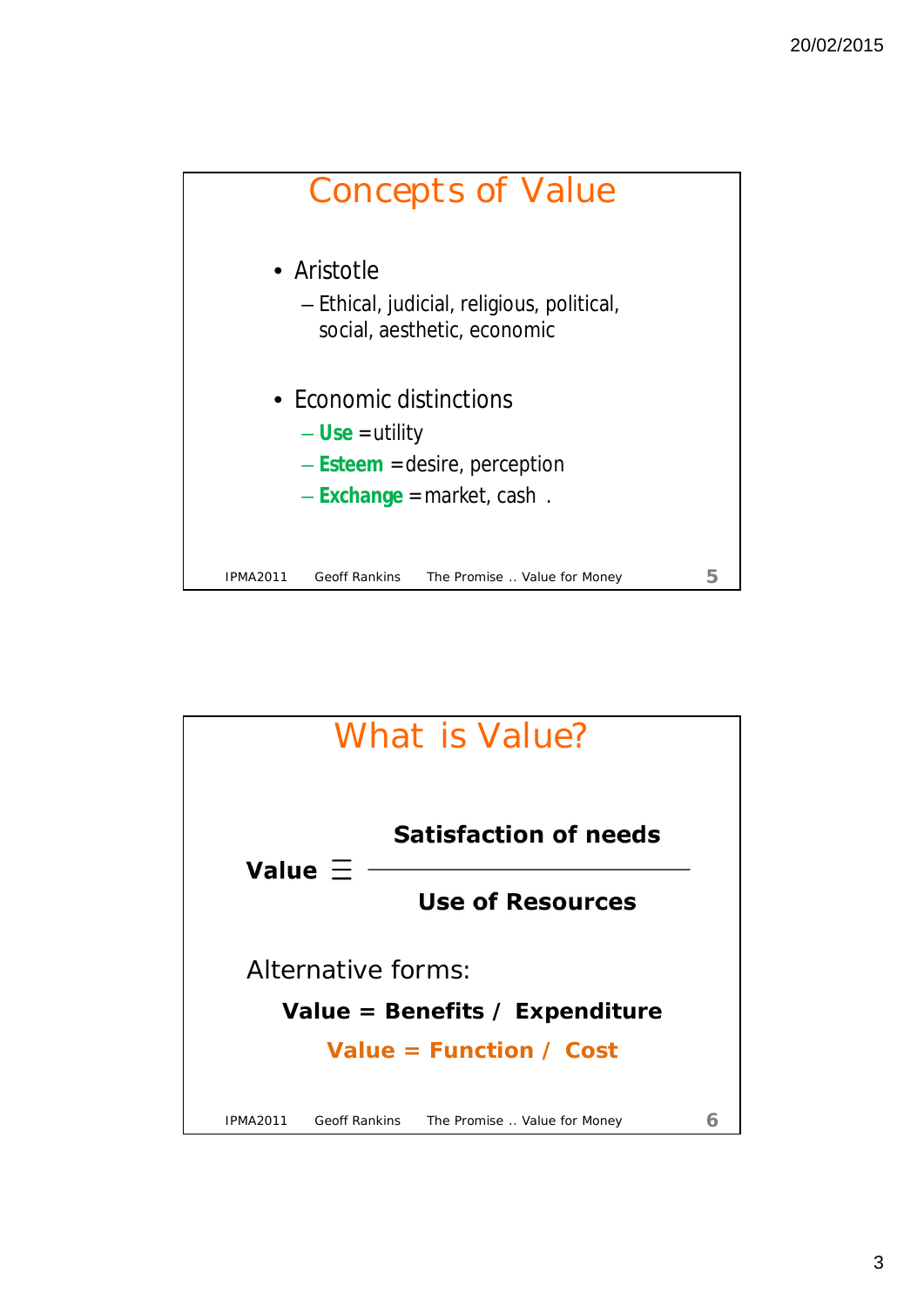## Concepts of Value

- Aristotle
  - Ethical, judicial, religious, political, social, aesthetic, economic
- Economic distinctions
  - **Use** = utility
  - **Esteem** = desire, perception
  - **Exchange** = market, cash .

## What is Value?

$$\textbf{Value} \equiv \frac{\textbf{Satisfaction of needs}}{\textbf{Use of Resources}}$$

Alternative forms:

**Value = Benefits / Expenditure**

**Value = Function / Cost**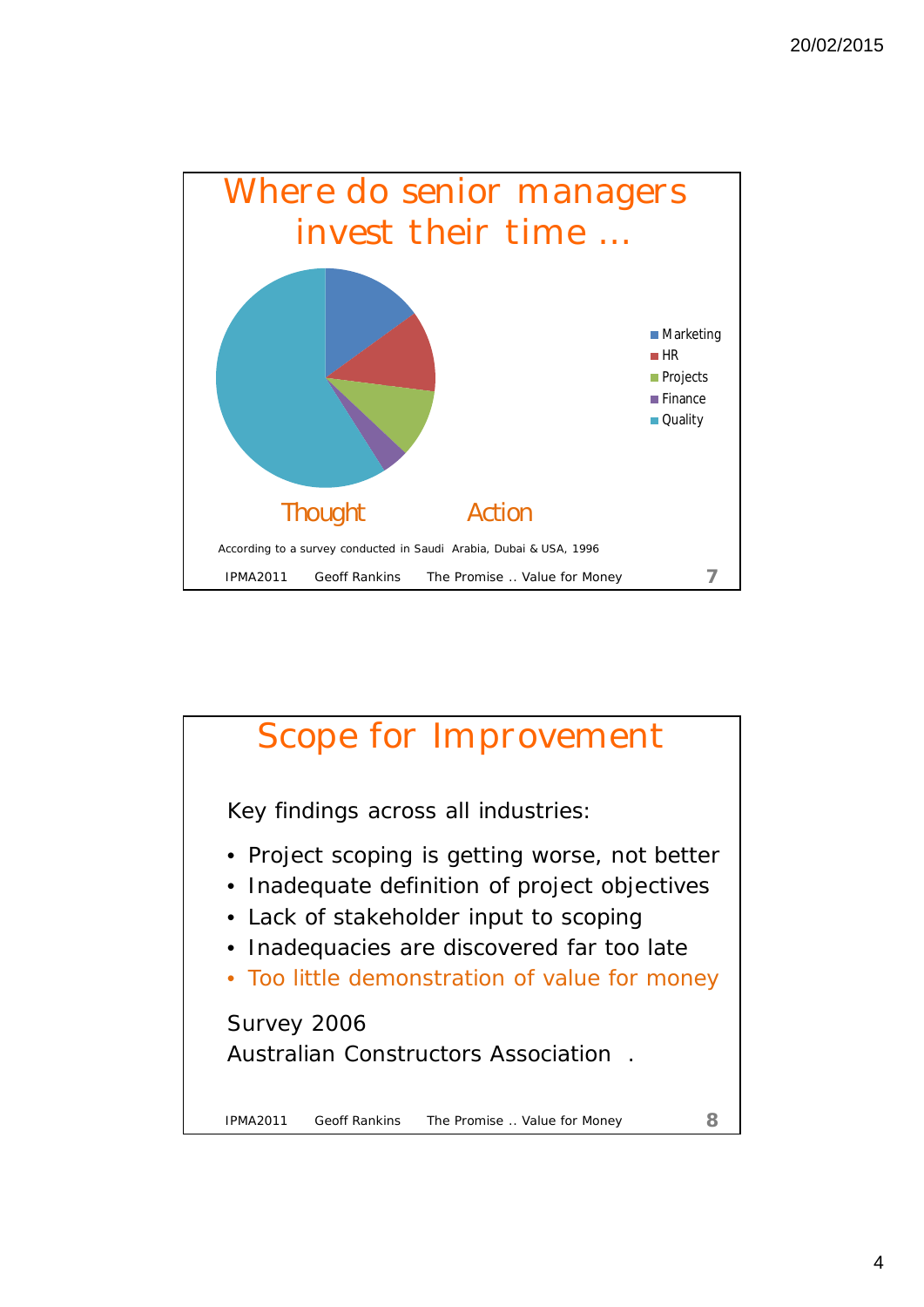## Where do senior managers invest their time …

- Marketing
- HR
- Projects
- Finance
- Quality

Thought Action

According to a survey conducted in Saudi Arabia, Dubai & USA, 1996

IPMA2011 Geoff Rankins The Promise .. Value for Money

## Scope for Improvement

Key findings across all industries:

- Project scoping is getting worse, not better
- Inadequate definition of project objectives
- Lack of stakeholder input to scoping
- Inadequacies are discovered far too late
- Too little demonstration of value for money

Survey 2006
Australian Constructors Association .

IPMA2011 Geoff Rankins The Promise .. Value for Money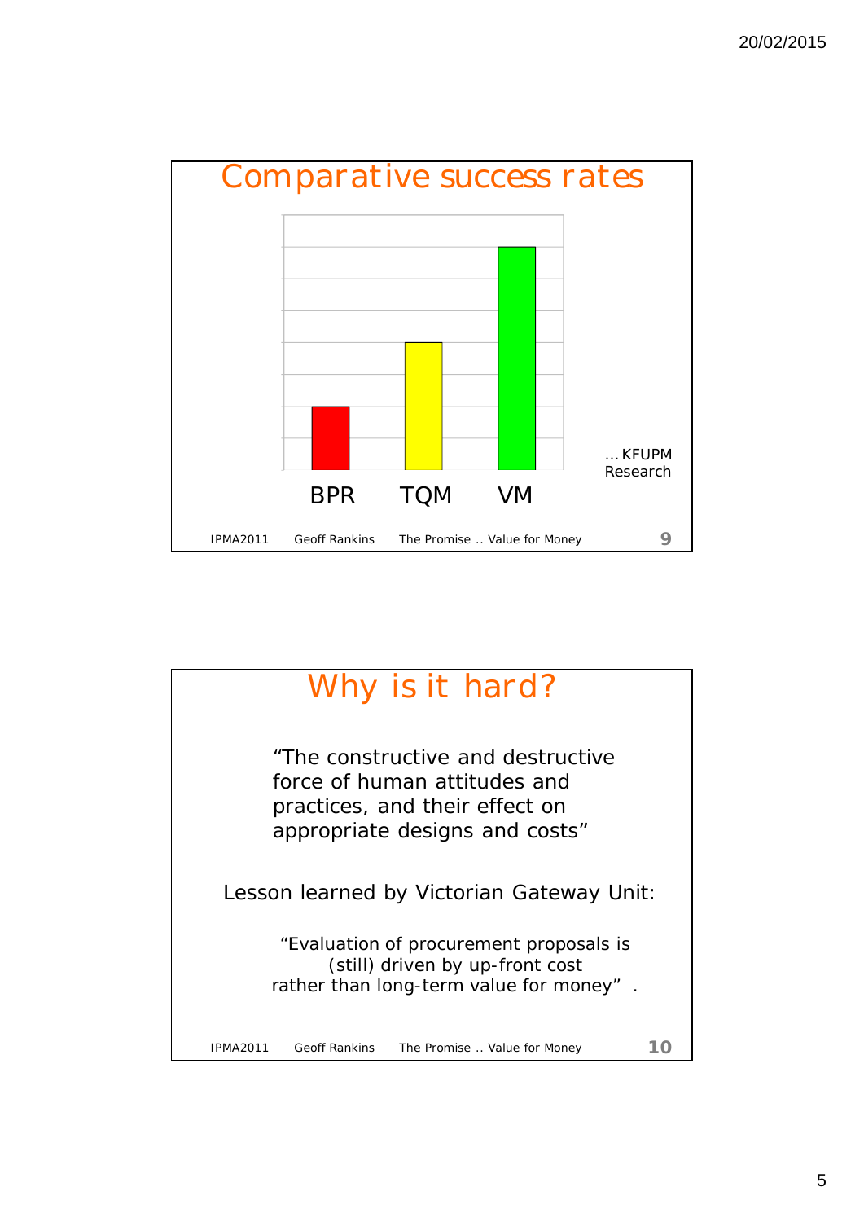## Comparative success rates

BPR TQM VM

… KFUPM Research

## Why is it hard?

"The constructive and destructive force of human attitudes and practices, and their effect on appropriate designs and costs"

Lesson learned by Victorian Gateway Unit:

"Evaluation of procurement proposals is (still) driven by up-front cost rather than long-term value for money" .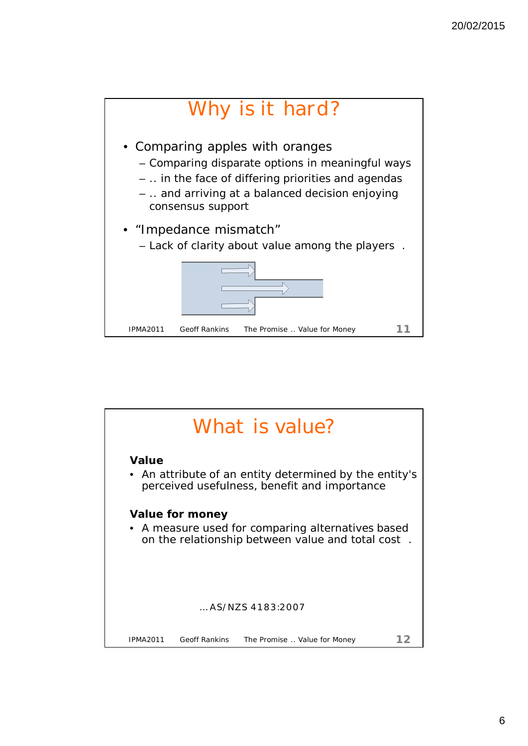# Why is it hard?

- Comparing apples with oranges
  - Comparing disparate options in meaningful ways
  - .. in the face of differing priorities and agendas
  - .. and arriving at a balanced decision enjoying consensus support
- "Impedance mismatch"
  - Lack of clarity about value among the players .

# What is value?

**Value**

- An attribute of an entity determined by the entity's perceived usefulness, benefit and importance

**Value for money**

- A measure used for comparing alternatives based on the relationship between value and total cost .

…AS/NZS 4183:2007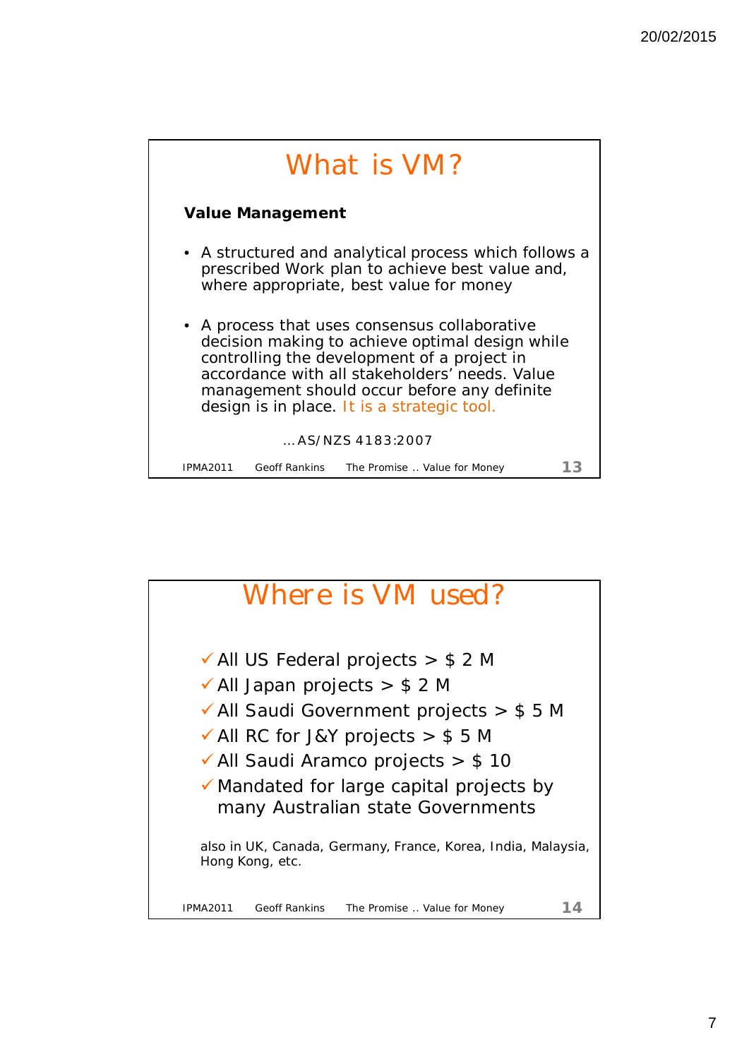# What is VM?

**Value Management**

- A structured and analytical process which follows a prescribed Work plan to achieve best value and, where appropriate, best value for money
- A process that uses consensus collaborative decision making to achieve optimal design while controlling the development of a project in accordance with all stakeholders' needs. Value management should occur before any definite design is in place. It is a strategic tool.

…AS/NZS 4183:2007

# Where is VM used?

- ✓ All US Federal projects > $ 2 M
- ✓ All Japan projects > $ 2 M
- ✓ All Saudi Government projects > $ 5 M
- ✓ All RC for J&Y projects > $ 5 M
- ✓ All Saudi Aramco projects > $ 10
- ✓ Mandated for large capital projects by many Australian state Governments

also in UK, Canada, Germany, France, Korea, India, Malaysia, Hong Kong, etc.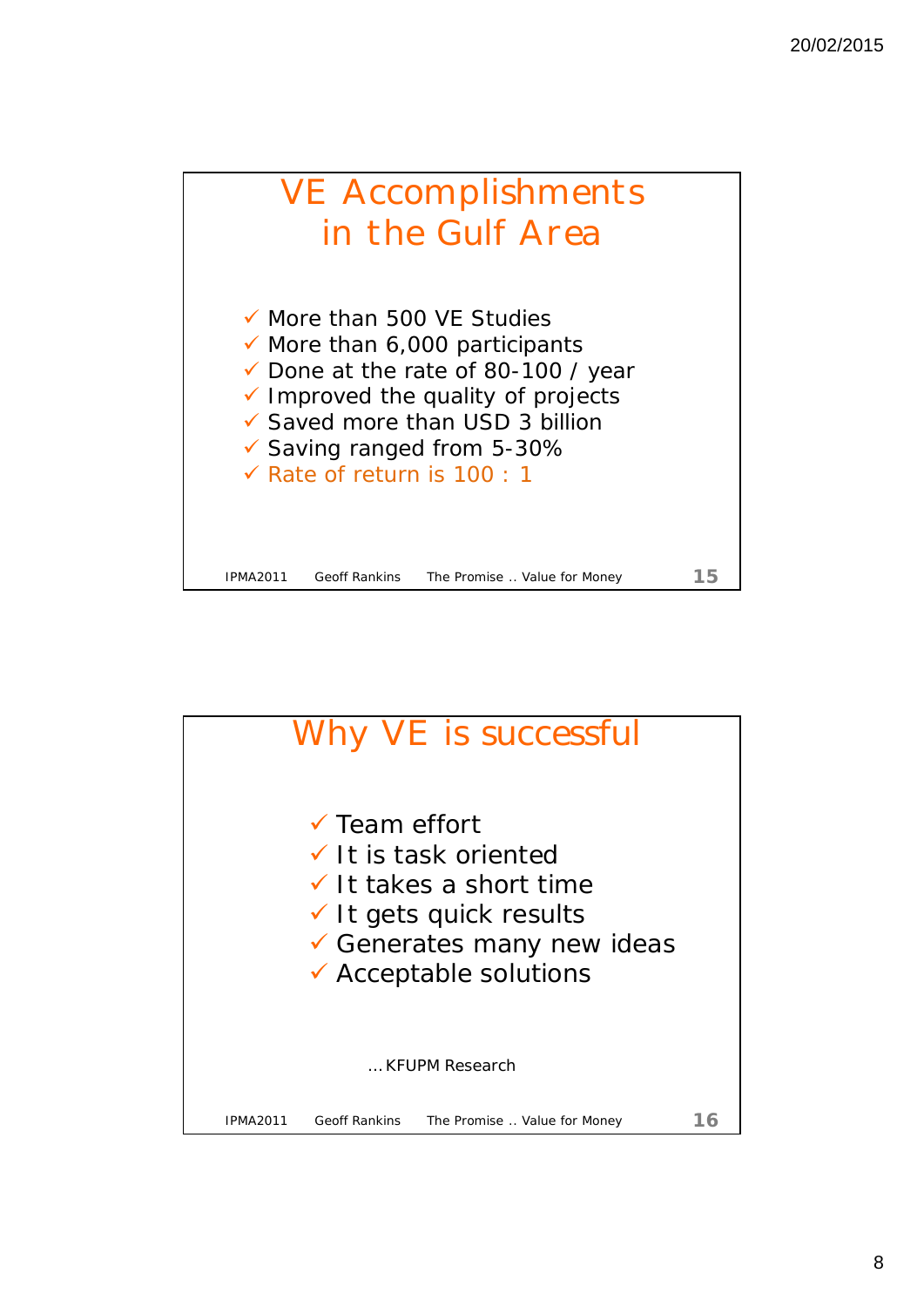## VE Accomplishments in the Gulf Area

- ✓ More than 500 VE Studies
- ✓ More than 6,000 participants
- ✓ Done at the rate of 80-100 / year
- ✓ Improved the quality of projects
- ✓ Saved more than USD 3 billion
- ✓ Saving ranged from 5-30%
- ✓ Rate of return is 100 : 1

IPMA2011 Geoff Rankins The Promise .. Value for Money 15

## Why VE is successful

- ✓ Team effort
- ✓ It is task oriented
- ✓ It takes a short time
- ✓ It gets quick results
- ✓ Generates many new ideas
- ✓ Acceptable solutions

… KFUPM Research

IPMA2011 Geoff Rankins The Promise .. Value for Money 16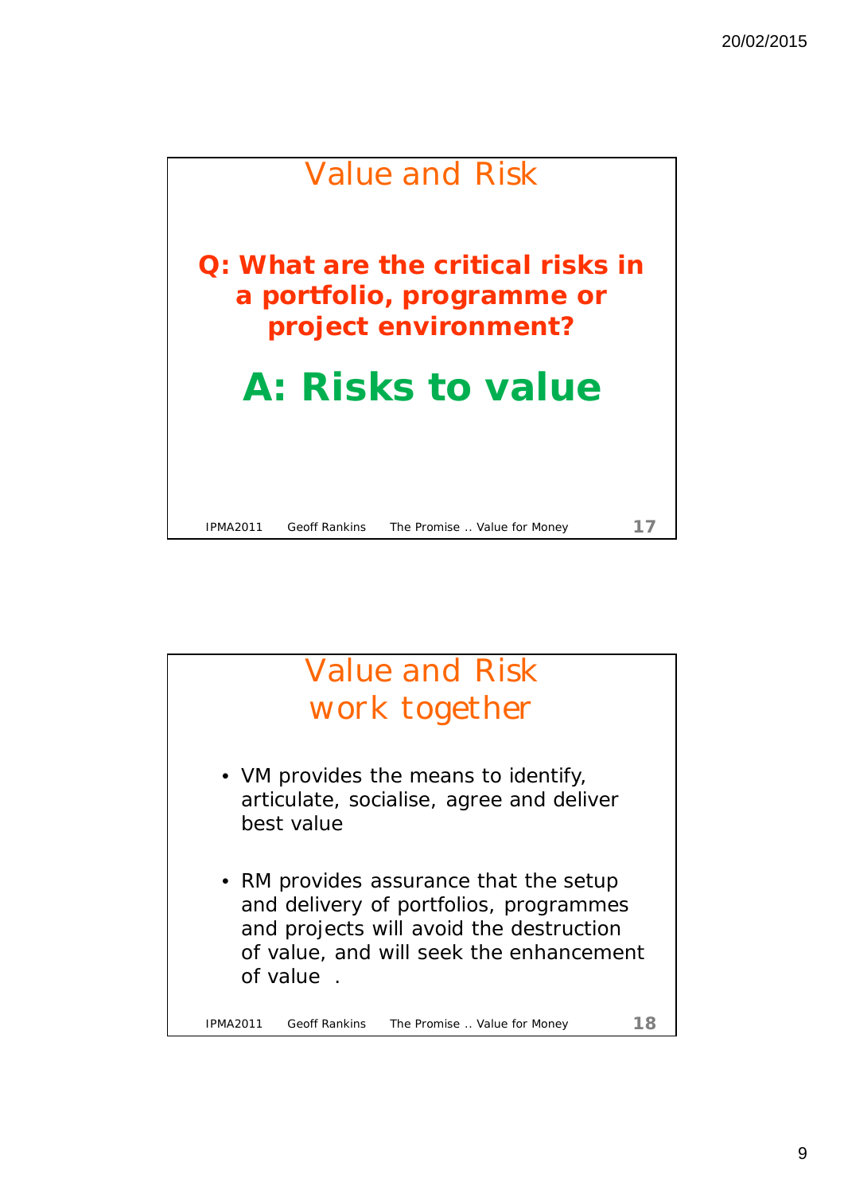## Value and Risk

**Q: What are the critical risks in a portfolio, programme or project environment?**

# A: Risks to value

## Value and Risk work together

- VM provides the means to identify, articulate, socialise, agree and deliver best value
- RM provides assurance that the setup and delivery of portfolios, programmes and projects will avoid the destruction of value, and will seek the enhancement of value .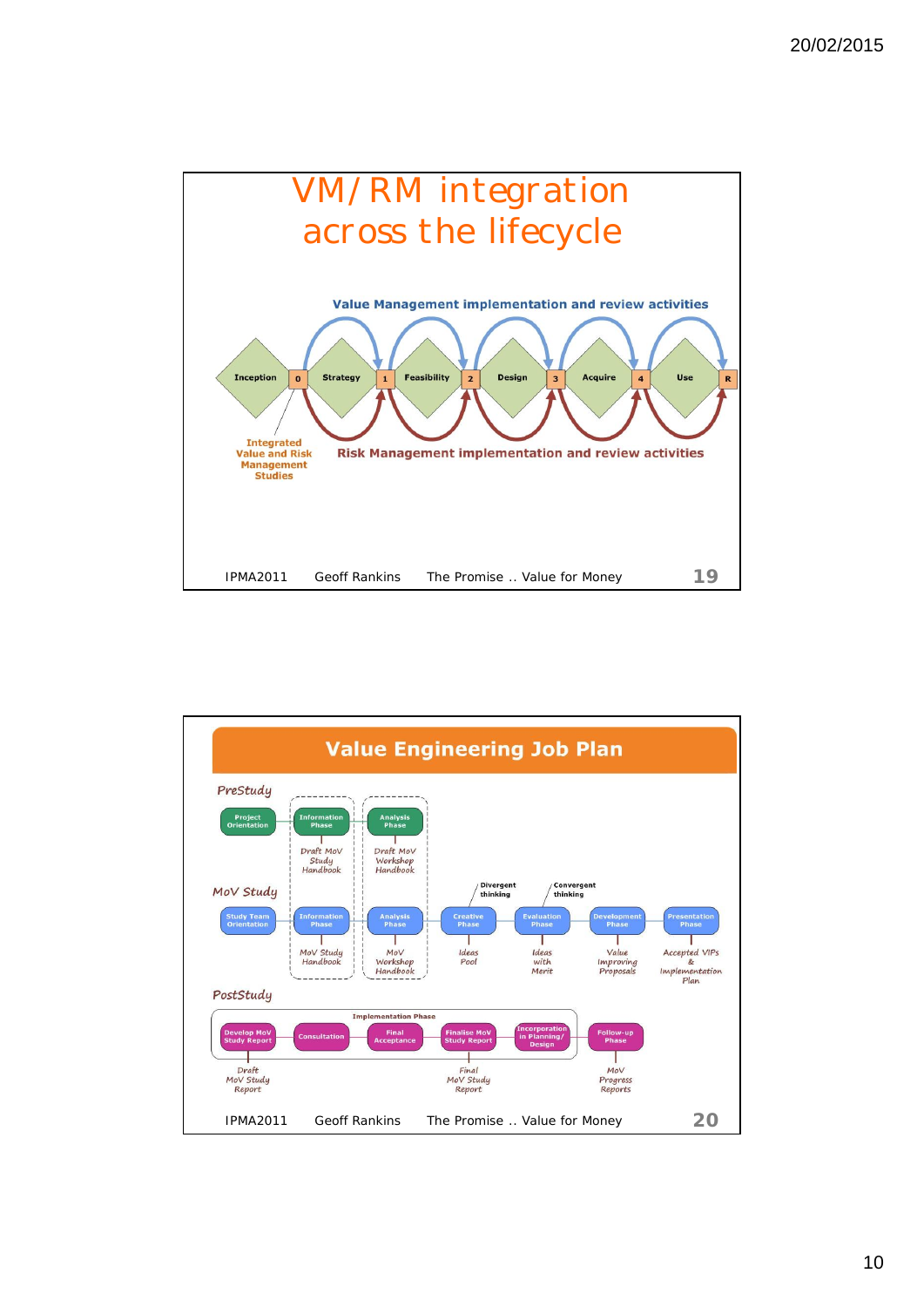# VM/RM integration across the lifecycle

**Value Management implementation and review activities**

Inception — 0 — Strategy — 1 — Feasibility — 2 — Design — 3 — Acquire — 4 — Use — R

Integrated Value and Risk Management Studies

**Risk Management implementation and review activities**

IPMA2011 Geoff Rankins The Promise .. Value for Money

# Value Engineering Job Plan

**PreStudy**

- Project Orientation
- Information Phase — Draft MoV Study Handbook
- Analysis Phase — Draft MoV Workshop Handbook

**MoV Study**

- Study Team Orientation
- Information Phase — MoV Study Handbook
- Analysis Phase — MoV Workshop Handbook
- Creative Phase — Ideas Pool (Divergent thinking)
- Evaluation Phase — Ideas with Merit (Convergent thinking)
- Development Phase — Value Improving Proposals
- Presentation Phase — Accepted VIPs & Implementation Plan

**PostStudy**

Implementation Phase:

- Develop MoV Study Report — Draft MoV Study Report
- Consultation
- Final Acceptance
- Finalise MoV Study Report — Final MoV Study Report
- Incorporation in Planning/ Design

Follow-up Phase — MoV Progress Reports

IPMA2011 Geoff Rankins The Promise .. Value for Money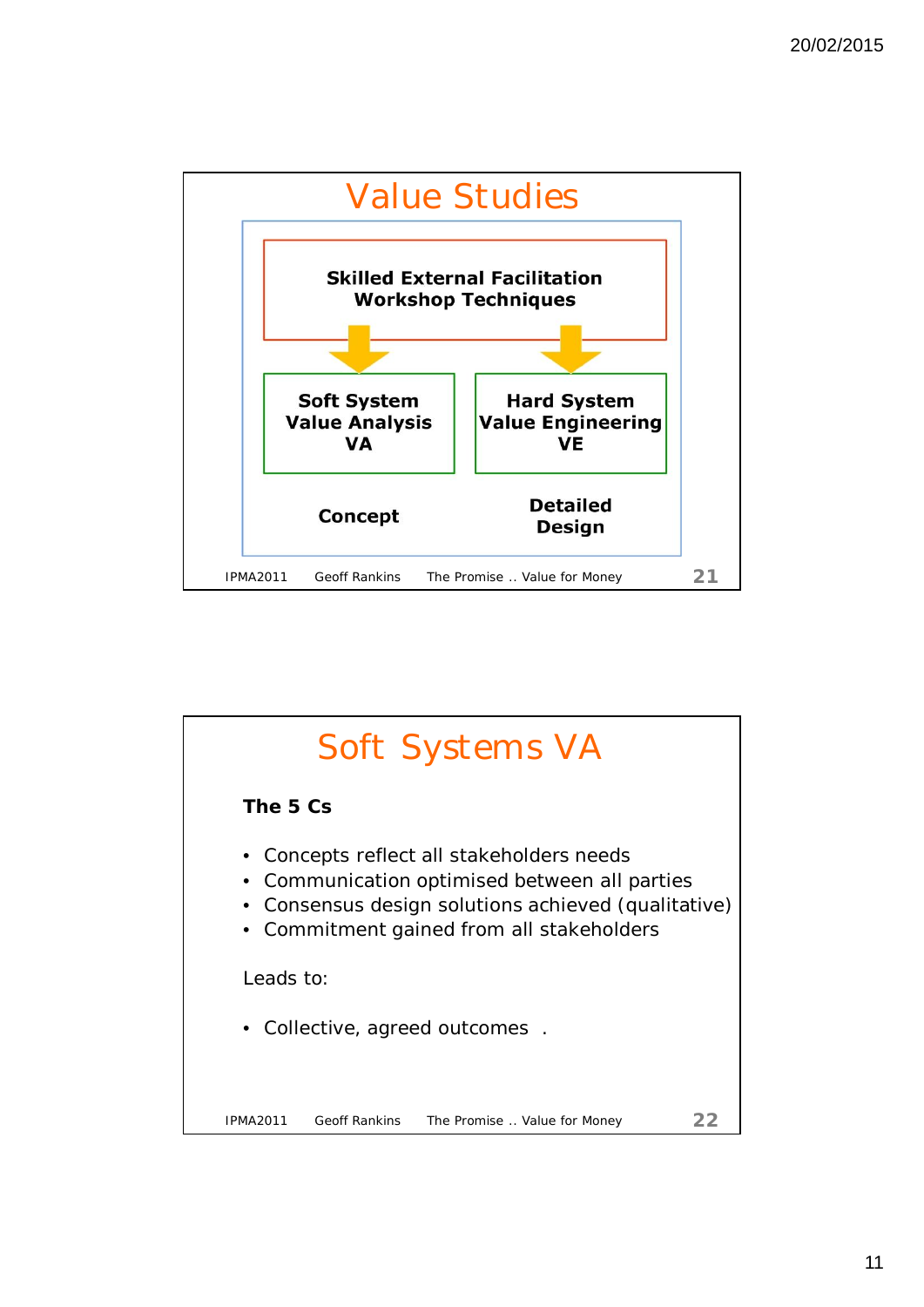## Value Studies

**Skilled External Facilitation**
**Workshop Techniques**

| **Soft System Value Analysis VA** | **Hard System Value Engineering VE** |
| --- | --- |
| **Concept** | **Detailed Design** |

## Soft Systems VA

**The 5 Cs**

- Concepts reflect all stakeholders needs
- Communication optimised between all parties
- Consensus design solutions achieved (qualitative)
- Commitment gained from all stakeholders

Leads to:

- Collective, agreed outcomes .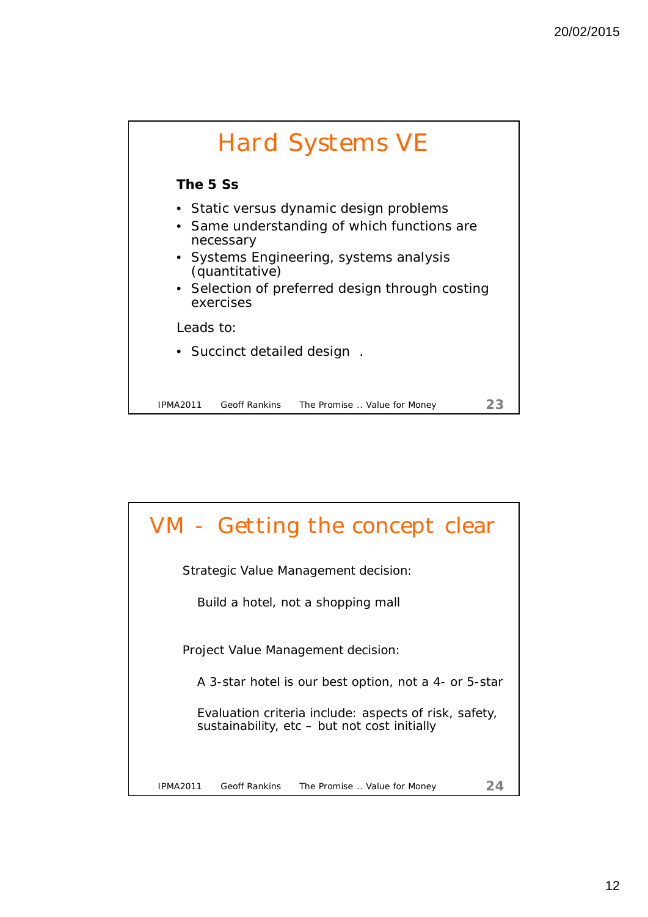## Hard Systems VE

**The 5 Ss**

- Static versus dynamic design problems
- Same understanding of which functions are necessary
- Systems Engineering, systems analysis (quantitative)
- Selection of preferred design through costing exercises

Leads to:

- Succinct detailed design .

IPMA2011 Geoff Rankins The Promise .. Value for Money 23

## VM - Getting the concept clear

Strategic Value Management decision:

Build a hotel, not a shopping mall

Project Value Management decision:

A 3-star hotel is our best option, not a 4- or 5-star

Evaluation criteria include: aspects of risk, safety, sustainability, etc – but not cost initially

IPMA2011 Geoff Rankins The Promise .. Value for Money 24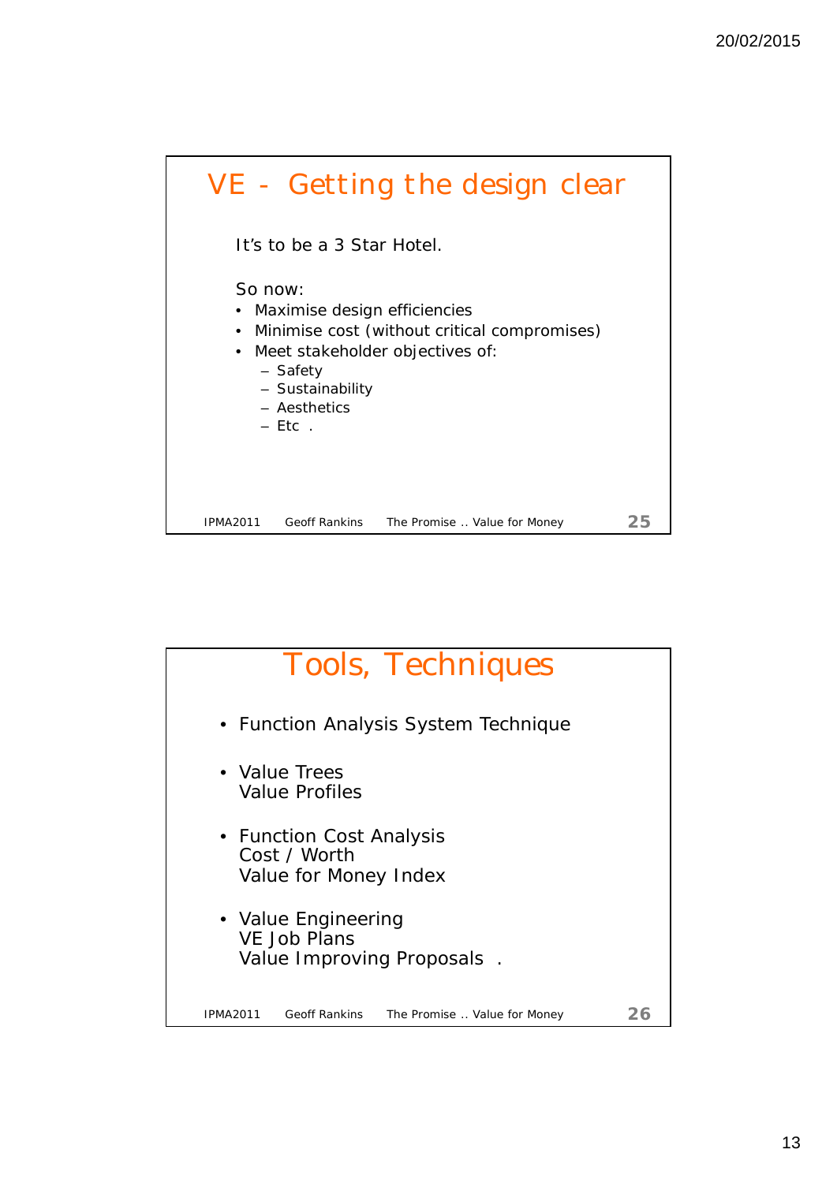## VE - Getting the design clear

It's to be a 3 Star Hotel.

So now:

- Maximise design efficiencies
- Minimise cost (without critical compromises)
- Meet stakeholder objectives of:
  - Safety
  - Sustainability
  - Aesthetics
  - Etc .

## Tools, Techniques

- Function Analysis System Technique
- Value Trees
  Value Profiles
- Function Cost Analysis
  Cost / Worth
  Value for Money Index
- Value Engineering
  VE Job Plans
  Value Improving Proposals .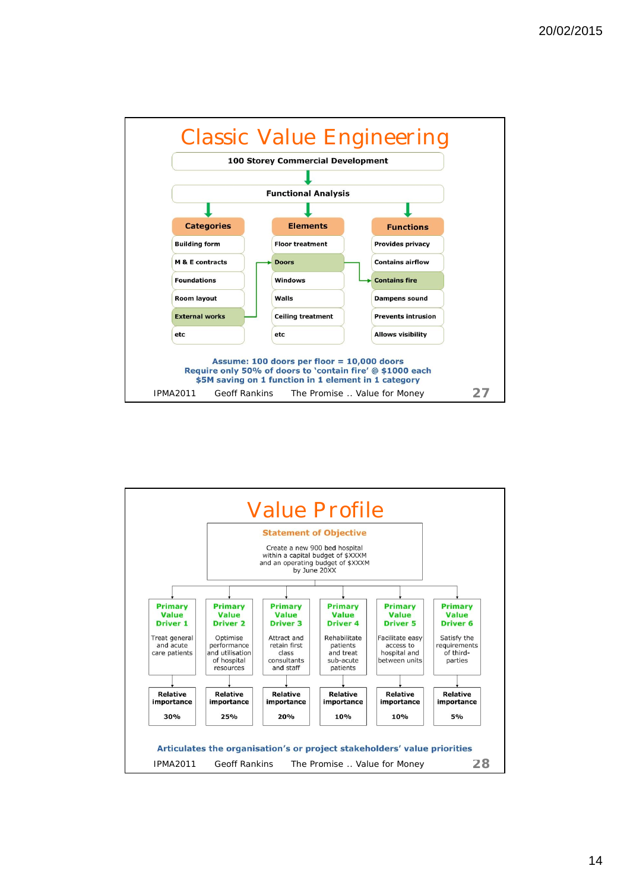# Classic Value Engineering

**100 Storey Commercial Development**

**Functional Analysis**

| Categories | Elements | Functions |
|---|---|---|
| Building form | Floor treatment | Provides privacy |
| M & E contracts | Doors | Contains airflow |
| Foundations | Windows | Contains fire |
| Room layout | Walls | Dampens sound |
| External works | Ceiling treatment | Prevents intrusion |
| etc | etc | Allows visibility |

**Assume: 100 doors per floor = 10,000 doors**
**Require only 50% of doors to 'contain fire' @ $1000 each**
**$5M saving on 1 function in 1 element in 1 category**

IPMA2011 Geoff Rankins The Promise .. Value for Money 27

# Value Profile

**Statement of Objective**

Create a new 900 bed hospital within a capital budget of $XXXM and an operating budget of $XXXM by June 20XX

| Primary Value Driver 1 | Primary Value Driver 2 | Primary Value Driver 3 | Primary Value Driver 4 | Primary Value Driver 5 | Primary Value Driver 6 |
|---|---|---|---|---|---|
| Treat general and acute care patients | Optimise performance and utilisation of hospital resources | Attract and retain first class consultants and staff | Rehabilitate patients and treat sub-acute patients | Facilitate easy access to hospital and between units | Satisfy the requirements of third-parties |
| Relative importance 30% | Relative importance 25% | Relative importance 20% | Relative importance 10% | Relative importance 10% | Relative importance 5% |

**Articulates the organisation's or project stakeholders' value priorities**

IPMA2011 Geoff Rankins The Promise .. Value for Money 28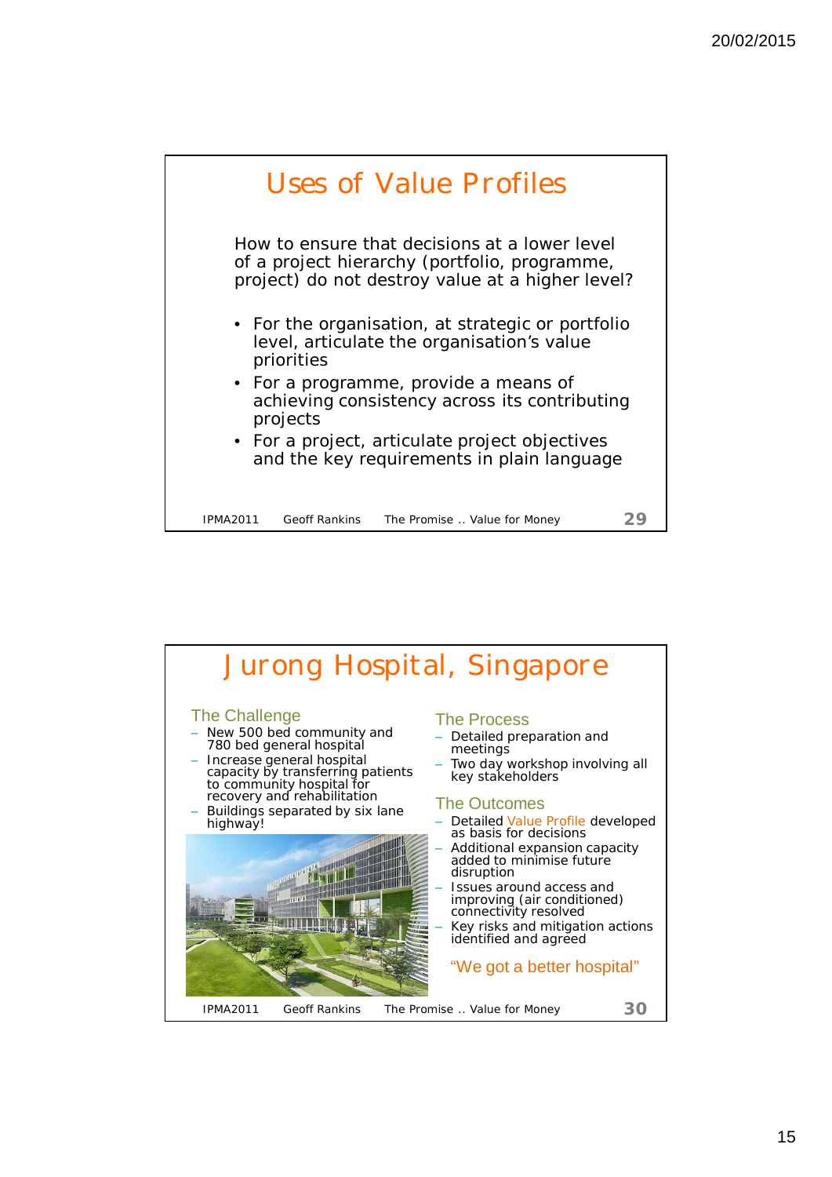# Uses of Value Profiles

How to ensure that decisions at a lower level of a project hierarchy (portfolio, programme, project) do not destroy value at a higher level?

- For the organisation, at strategic or portfolio level, articulate the organisation's value priorities
- For a programme, provide a means of achieving consistency across its contributing projects
- For a project, articulate project objectives and the key requirements in plain language

IPMA2011 Geoff Rankins The Promise .. Value for Money 29

# Jurong Hospital, Singapore

## The Challenge

- New 500 bed community and 780 bed general hospital
- Increase general hospital capacity by transferring patients to community hospital for recovery and rehabilitation
- Buildings separated by six lane highway!

## The Process

- Detailed preparation and meetings
- Two day workshop involving all key stakeholders

## The Outcomes

- Detailed Value Profile developed as basis for decisions
- Additional expansion capacity added to minimise future disruption
- Issues around access and improving (air conditioned) connectivity resolved
- Key risks and mitigation actions identified and agreed

"We got a better hospital"

IPMA2011 Geoff Rankins The Promise .. Value for Money 30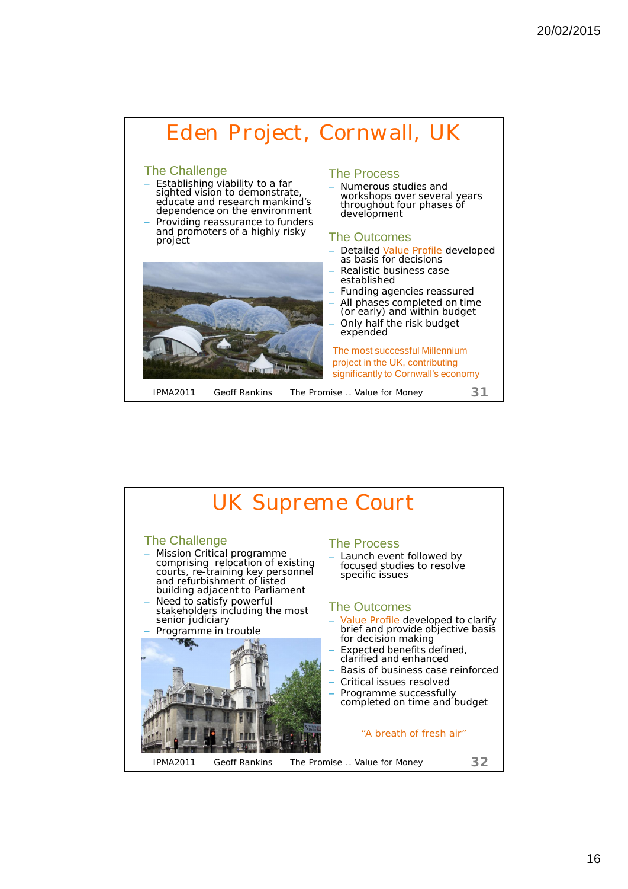# Eden Project, Cornwall, UK

## The Challenge

- Establishing viability to a far sighted vision to demonstrate, educate and research mankind's dependence on the environment
- Providing reassurance to funders and promoters of a highly risky project

## The Process

- Numerous studies and workshops over several years throughout four phases of development

## The Outcomes

- Detailed Value Profile developed as basis for decisions
- Realistic business case established
- Funding agencies reassured
- All phases completed on time (or early) and within budget
- Only half the risk budget expended

The most successful Millennium project in the UK, contributing significantly to Cornwall's economy

IPMA2011 Geoff Rankins The Promise .. Value for Money 31

# UK Supreme Court

## The Challenge

- Mission Critical programme comprising relocation of existing courts, re-training key personnel and refurbishment of listed building adjacent to Parliament
- Need to satisfy powerful stakeholders including the most senior judiciary
- Programme in trouble

## The Process

- Launch event followed by focused studies to resolve specific issues

## The Outcomes

- Value Profile developed to clarify brief and provide objective basis for decision making
- Expected benefits defined, clarified and enhanced
- Basis of business case reinforced
- Critical issues resolved
- Programme successfully completed on time and budget

"A breath of fresh air"

IPMA2011 Geoff Rankins The Promise .. Value for Money 32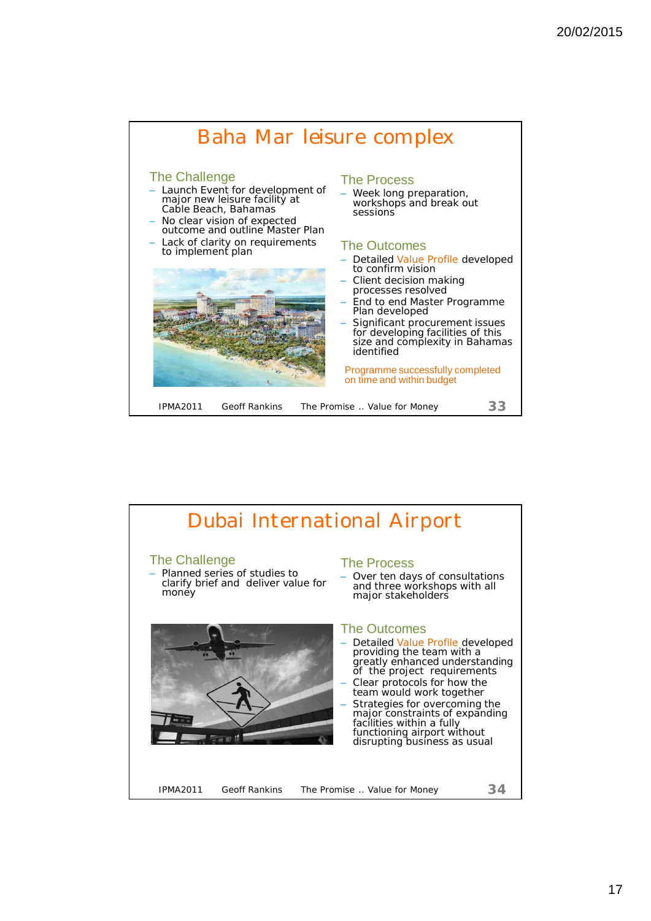# Baha Mar leisure complex

## The Challenge

- Launch Event for development of major new leisure facility at Cable Beach, Bahamas
- No clear vision of expected outcome and outline Master Plan
- Lack of clarity on requirements to implement plan

## The Process

- Week long preparation, workshops and break out sessions

## The Outcomes

- Detailed Value Profile developed to confirm vision
- Client decision making processes resolved
- End to end Master Programme Plan developed
- Significant procurement issues for developing facilities of this size and complexity in Bahamas identified

Programme successfully completed on time and within budget

IPMA2011 Geoff Rankins The Promise .. Value for Money 33

# Dubai International Airport

## The Challenge

- Planned series of studies to clarify brief and deliver value for money

## The Process

- Over ten days of consultations and three workshops with all major stakeholders

## The Outcomes

- Detailed Value Profile developed providing the team with a greatly enhanced understanding of the project requirements
- Clear protocols for how the team would work together
- Strategies for overcoming the major constraints of expanding facilities within a fully functioning airport without disrupting business as usual

IPMA2011 Geoff Rankins The Promise .. Value for Money 34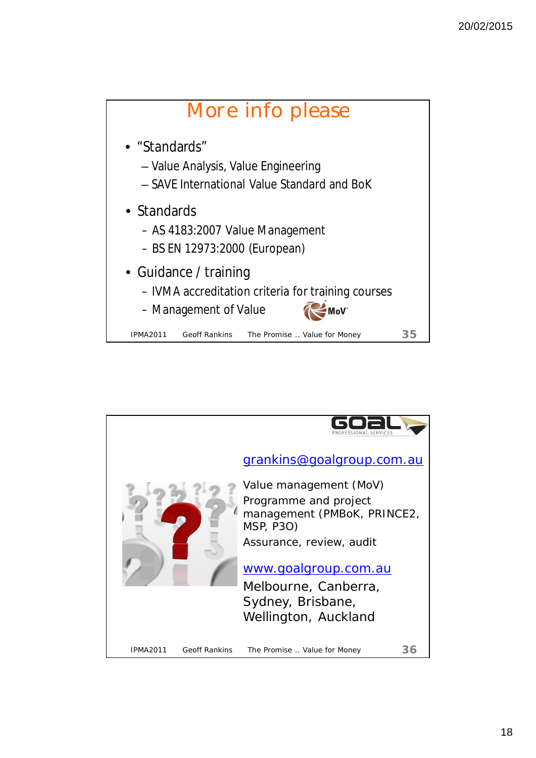## More info please

- "Standards"
  - Value Analysis, Value Engineering
  - SAVE International Value Standard and BoK
- Standards
  - AS 4183:2007 Value Management
  - BS EN 12973:2000 (European)
- Guidance / training
  - IVMA accreditation criteria for training courses
  - Management of Value MoV

IPMA2011 Geoff Rankins The Promise .. Value for Money 35

---

GOAL PROFESSIONAL SERVICES

grankins@goalgroup.com.au

Value management (MoV)
Programme and project management (PMBoK, PRINCE2, MSP, P3O)
Assurance, review, audit

www.goalgroup.com.au

Melbourne, Canberra, Sydney, Brisbane, Wellington, Auckland

IPMA2011 Geoff Rankins The Promise .. Value for Money 36